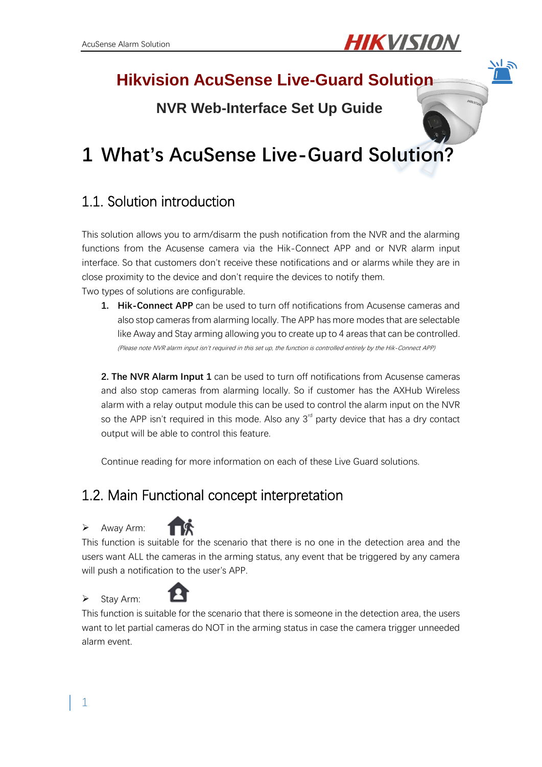# Hikvision AcuSense Live-Guard Solution

## NVR Web-Interface Set Up Guide

# 1 What's AcuSense Live-Guard Solution?

## 1.1. Solution introduction

This solution allows you to arm/disarm the push notification from the NVR and the alarming functions from the Acusense camera via the Hik-Connect APP and or NVR alarm input interface. So that customers don't receive these notifications and or alarms while they are in close proximity to the device and don't require the devices to notify them.

Two types of solutions are configurable.

1. **Hik-Connect APP** can be used to turn off notifications from Acusense cameras and also stop cameras from alarming locally. The APP has more modes that are selectable like Away and Stay arming allowing you to create up to 4 areas that can be controlled.
   *(Please note NVR alarm input isn't required in this set up, the function is controlled entirely by the Hik-Connect APP)*

2. **The NVR Alarm Input 1** can be used to turn off notifications from Acusense cameras and also stop cameras from alarming locally. So if customer has the AXHub Wireless alarm with a relay output module this can be used to control the alarm input on the NVR so the APP isn't required in this mode. Also any 3rd party device that has a dry contact output will be able to control this feature.

Continue reading for more information on each of these Live Guard solutions.

## 1.2. Main Functional concept interpretation

- Away Arm:

This function is suitable for the scenario that there is no one in the detection area and the users want ALL the cameras in the arming status, any event that be triggered by any camera will push a notification to the user's APP.

- Stay Arm:

This function is suitable for the scenario that there is someone in the detection area, the users want to let partial cameras do NOT in the arming status in case the camera trigger unneeded alarm event.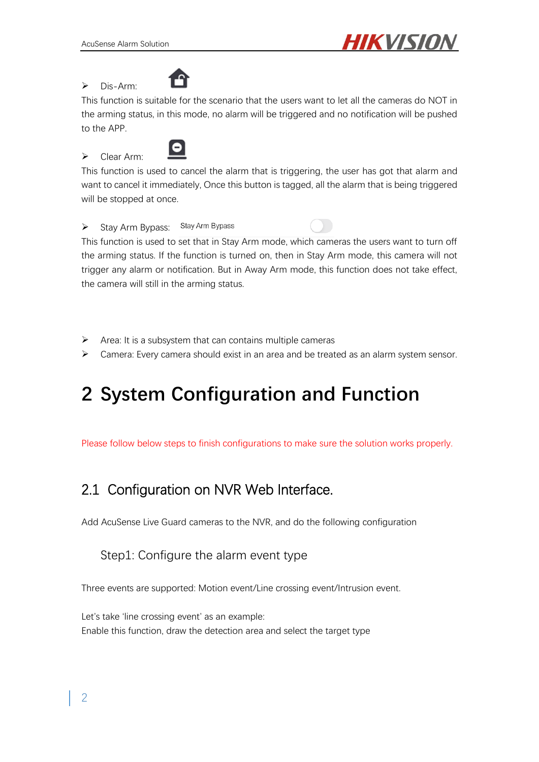- Dis-Arm:

This function is suitable for the scenario that the users want to let all the cameras do NOT in the arming status, in this mode, no alarm will be triggered and no notification will be pushed to the APP.

- Clear Arm:

This function is used to cancel the alarm that is triggering, the user has got that alarm and want to cancel it immediately, Once this button is tagged, all the alarm that is being triggered will be stopped at once.

- Stay Arm Bypass: Stay Arm Bypass

This function is used to set that in Stay Arm mode, which cameras the users want to turn off the arming status. If the function is turned on, then in Stay Arm mode, this camera will not trigger any alarm or notification. But in Away Arm mode, this function does not take effect, the camera will still in the arming status.

- Area: It is a subsystem that can contains multiple cameras
- Camera: Every camera should exist in an area and be treated as an alarm system sensor.

# 2 System Configuration and Function

Please follow below steps to finish configurations to make sure the solution works properly.

## 2.1 Configuration on NVR Web Interface.

Add AcuSense Live Guard cameras to the NVR, and do the following configuration

### Step1: Configure the alarm event type

Three events are supported: Motion event/Line crossing event/Intrusion event.

Let's take 'line crossing event' as an example:
Enable this function, draw the detection area and select the target type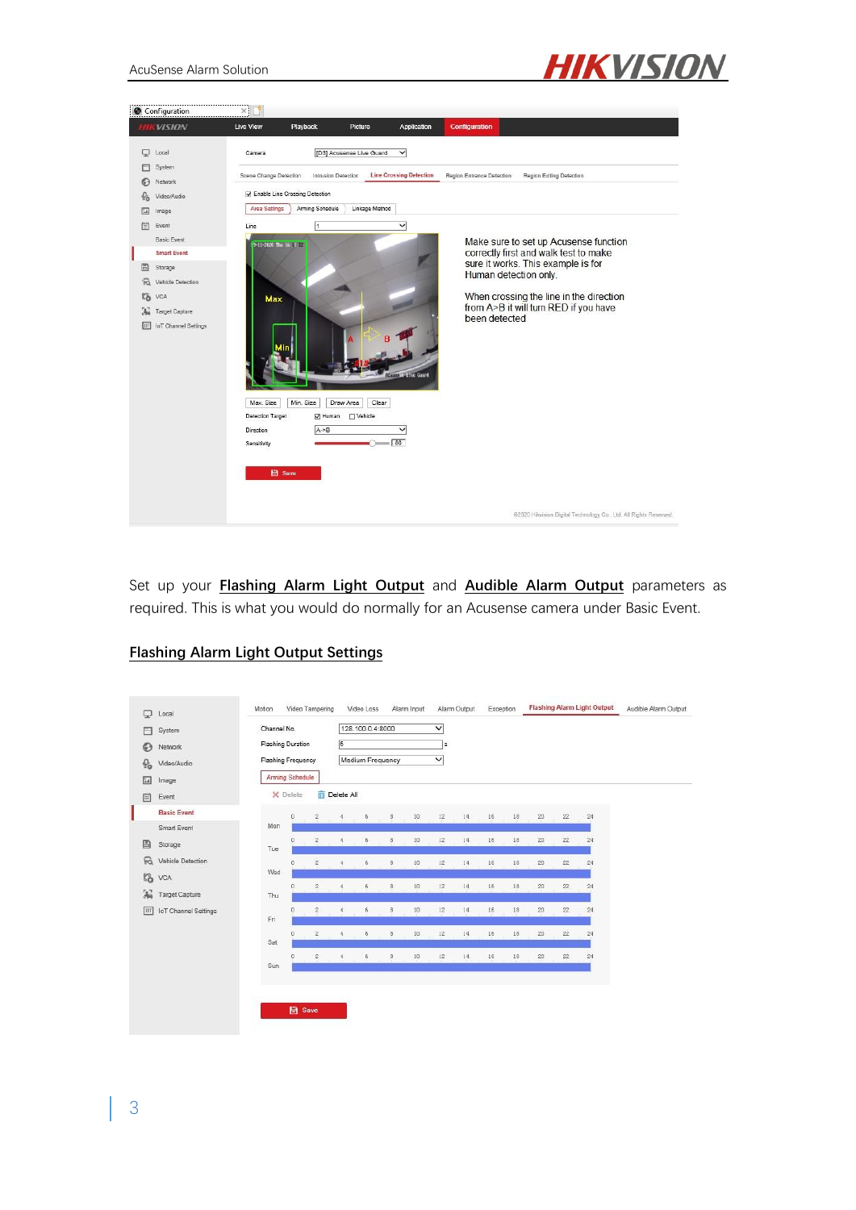Make sure to set up Acusense function correctly first and walk test to make sure it works. This example is for Human detection only.

When crossing the line in the direction from A>B it will turn RED if you have been detected

Set up your **Flashing Alarm Light Output** and **Audible Alarm Output** parameters as required. This is what you would do normally for an Acusense camera under Basic Event.

## Flashing Alarm Light Output Settings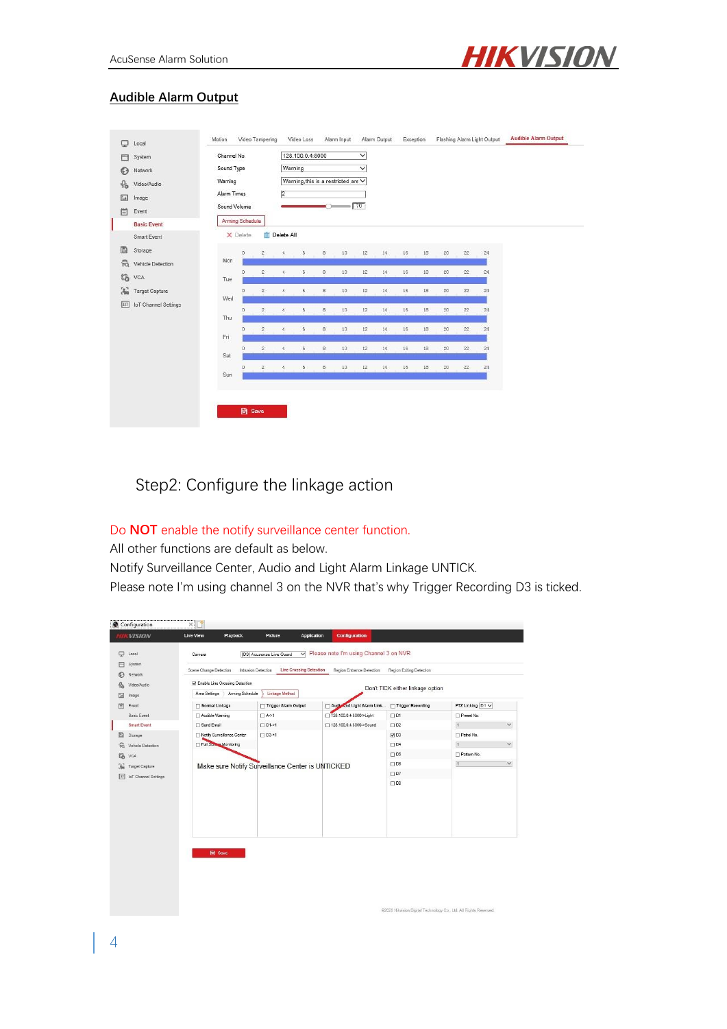## Audible Alarm Output

Step2: Configure the linkage action

Do **NOT** enable the notify surveillance center function.

All other functions are default as below.

Notify Surveillance Center, Audio and Light Alarm Linkage UNTICK.

Please note I'm using channel 3 on the NVR that's why Trigger Recording D3 is ticked.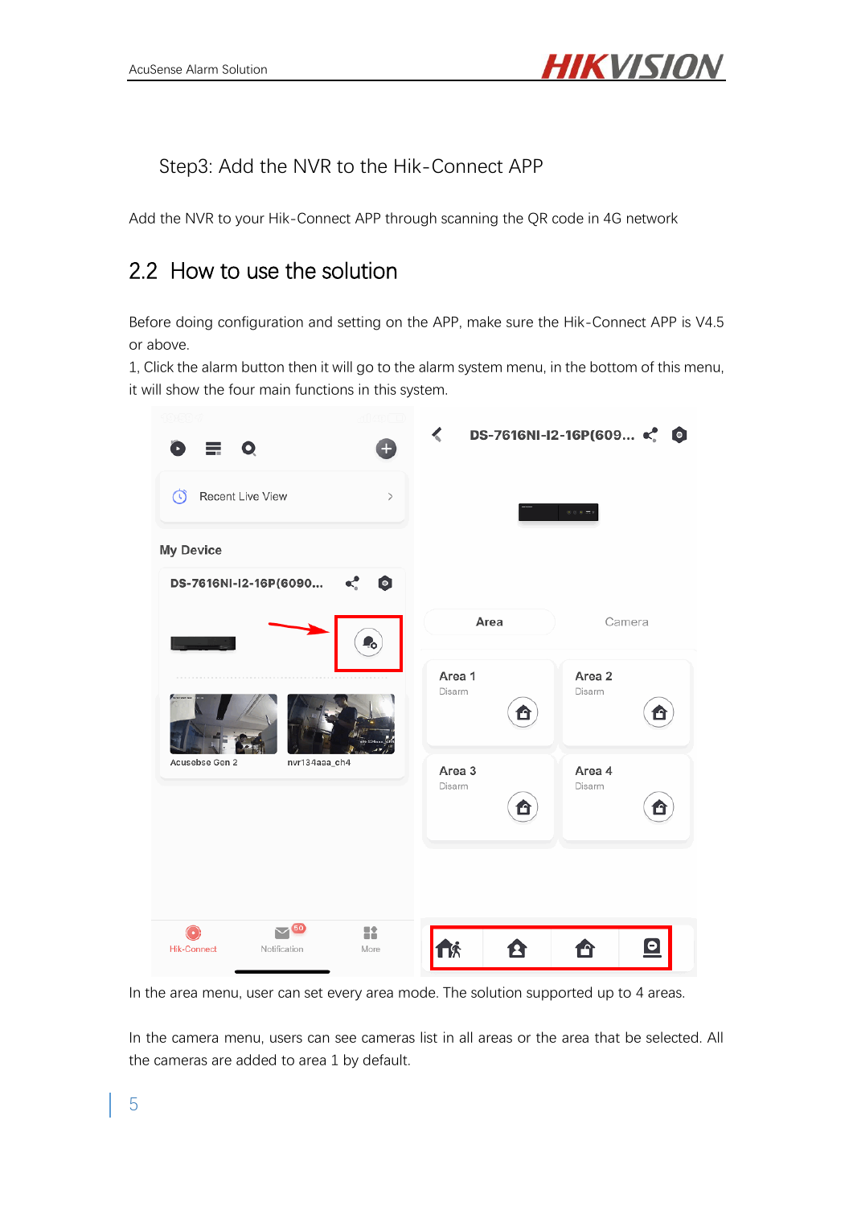Step3: Add the NVR to the Hik-Connect APP

Add the NVR to your Hik-Connect APP through scanning the QR code in 4G network

## 2.2 How to use the solution

Before doing configuration and setting on the APP, make sure the Hik-Connect APP is V4.5 or above.

1, Click the alarm button then it will go to the alarm system menu, in the bottom of this menu, it will show the four main functions in this system.

In the area menu, user can set every area mode. The solution supported up to 4 areas.

In the camera menu, users can see cameras list in all areas or the area that be selected. All the cameras are added to area 1 by default.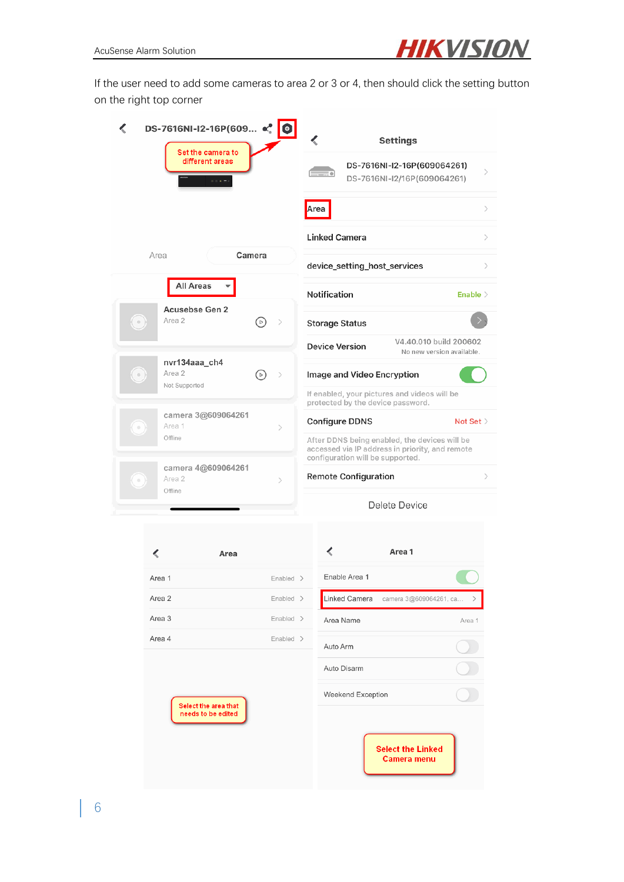If the user need to add some cameras to area 2 or 3 or 4, then should click the setting button on the right top corner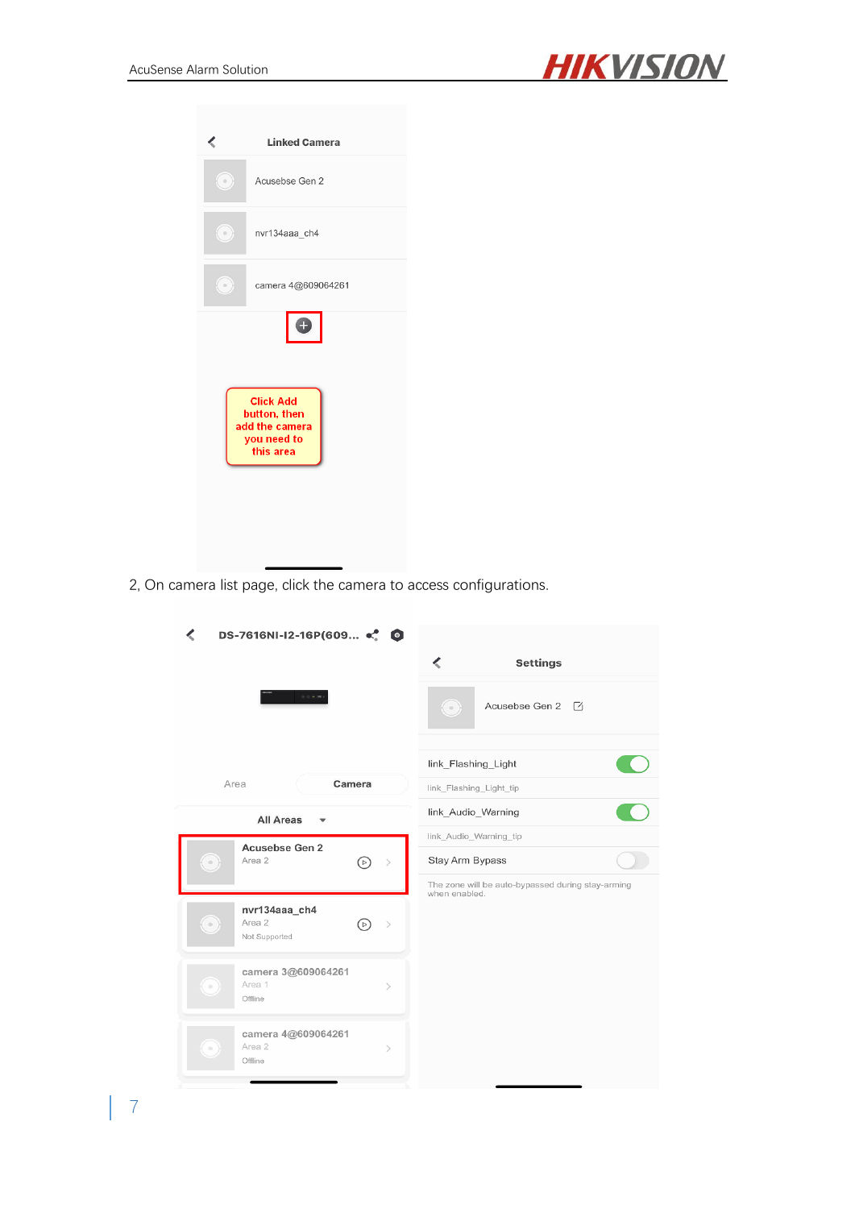Linked Camera

Acusebse Gen 2

nvr134aaa_ch4

camera 4@609064261

Click Add button, then add the camera you need to this area

2, On camera list page, click the camera to access configurations.

DS-7616NI-I2-16P(609...

Area | Camera

All Areas

Acusebse Gen 2
Area 2

nvr134aaa_ch4
Area 2
Not Supported

camera 3@609064261
Area 1
Offline

camera 4@609064261
Area 2
Offline

Settings

Acusebse Gen 2

link_Flashing_Light

link_Flashing_Light_tip

link_Audio_Warning

link_Audio_Warning_tip

Stay Arm Bypass

The zone will be auto-bypassed during stay-arming when enabled.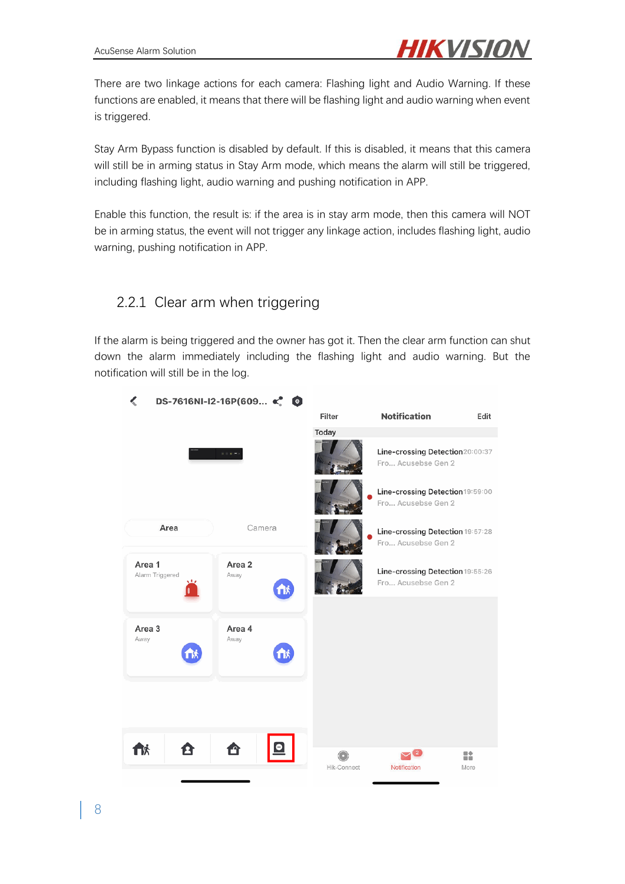There are two linkage actions for each camera: Flashing light and Audio Warning. If these functions are enabled, it means that there will be flashing light and audio warning when event is triggered.

Stay Arm Bypass function is disabled by default. If this is disabled, it means that this camera will still be in arming status in Stay Arm mode, which means the alarm will still be triggered, including flashing light, audio warning and pushing notification in APP.

Enable this function, the result is: if the area is in stay arm mode, then this camera will NOT be in arming status, the event will not trigger any linkage action, includes flashing light, audio warning, pushing notification in APP.

### 2.2.1 Clear arm when triggering

If the alarm is being triggered and the owner has got it. Then the clear arm function can shut down the alarm immediately including the flashing light and audio warning. But the notification will still be in the log.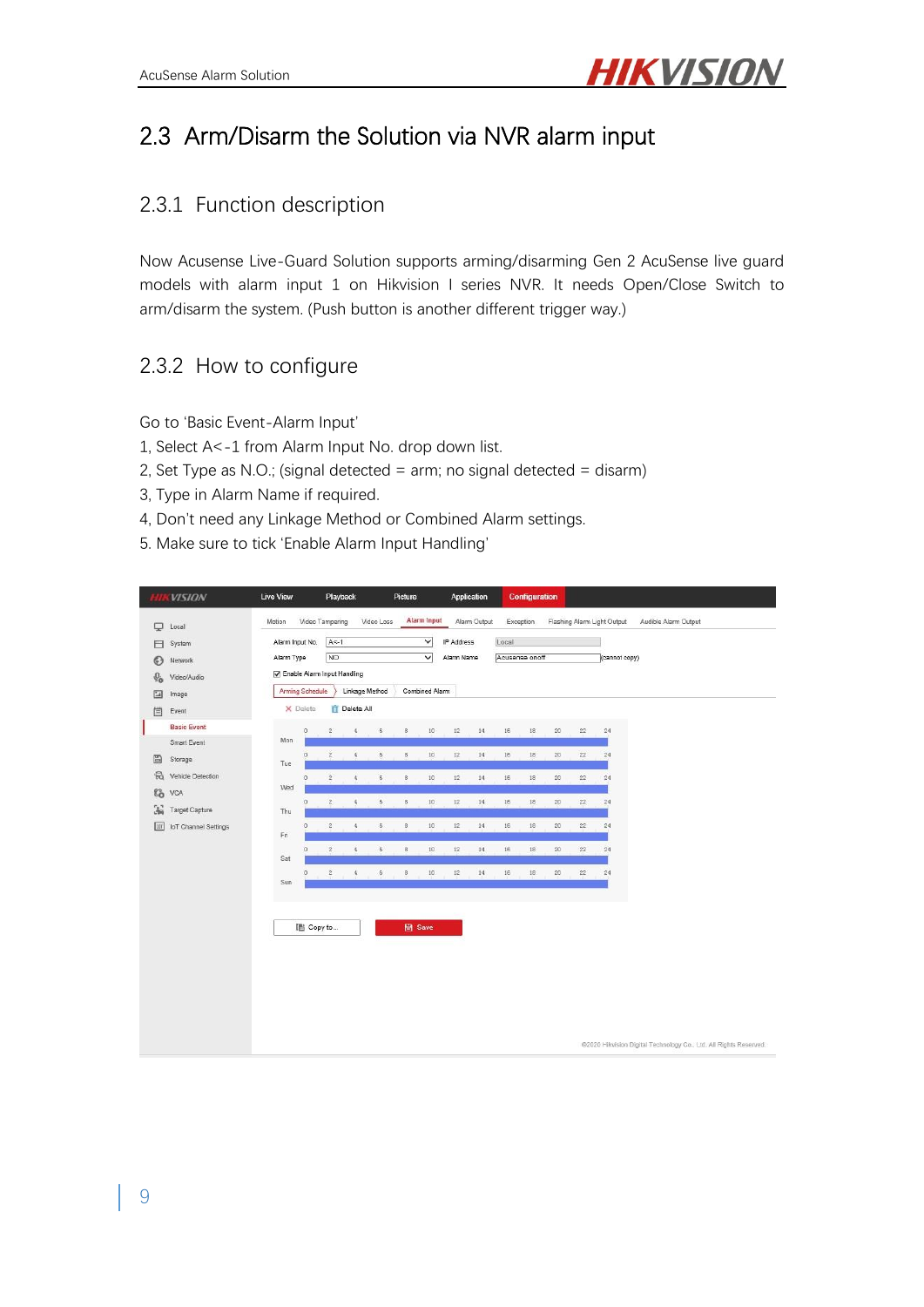## 2.3 Arm/Disarm the Solution via NVR alarm input

### 2.3.1 Function description

Now Acusense Live-Guard Solution supports arming/disarming Gen 2 AcuSense live guard models with alarm input 1 on Hikvision I series NVR. It needs Open/Close Switch to arm/disarm the system. (Push button is another different trigger way.)

### 2.3.2 How to configure

Go to 'Basic Event-Alarm Input'

1, Select A<-1 from Alarm Input No. drop down list.

2, Set Type as N.O.; (signal detected = arm; no signal detected = disarm)

3, Type in Alarm Name if required.

4, Don't need any Linkage Method or Combined Alarm settings.

5. Make sure to tick 'Enable Alarm Input Handling'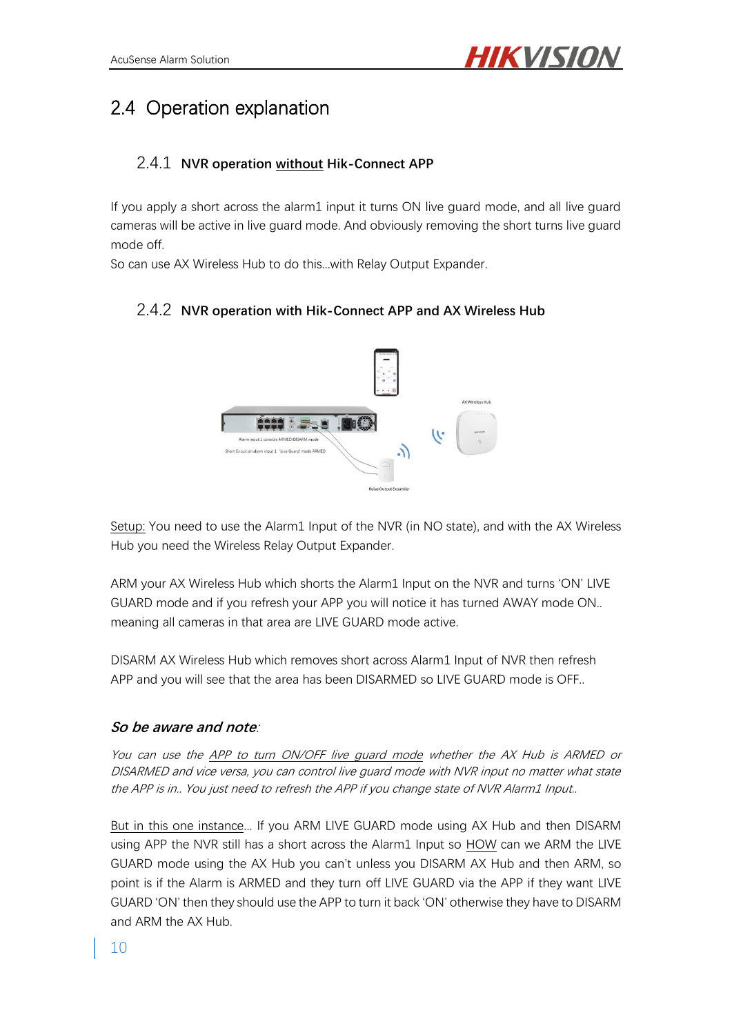## 2.4 Operation explanation

### 2.4.1 NVR operation without Hik-Connect APP

If you apply a short across the alarm1 input it turns ON live guard mode, and all live guard cameras will be active in live guard mode. And obviously removing the short turns live guard mode off.

So can use AX Wireless Hub to do this...with Relay Output Expander.

### 2.4.2 NVR operation with Hik-Connect APP and AX Wireless Hub

AX Wireless Hub

Alarm input 1 controls ARMED/DISARM mode

Short Circuit on alarm input 1 'Live Guard' mode ARMED

Relay Output Expander

Setup: You need to use the Alarm1 Input of the NVR (in NO state), and with the AX Wireless Hub you need the Wireless Relay Output Expander.

ARM your AX Wireless Hub which shorts the Alarm1 Input on the NVR and turns 'ON' LIVE GUARD mode and if you refresh your APP you will notice it has turned AWAY mode ON.. meaning all cameras in that area are LIVE GUARD mode active.

DISARM AX Wireless Hub which removes short across Alarm1 Input of NVR then refresh APP and you will see that the area has been DISARMED so LIVE GUARD mode is OFF..

***So be aware and note:***

*You can use the APP to turn ON/OFF live guard mode whether the AX Hub is ARMED or DISARMED and vice versa, you can control live guard mode with NVR input no matter what state the APP is in.. You just need to refresh the APP if you change state of NVR Alarm1 Input..*

But in this one instance... If you ARM LIVE GUARD mode using AX Hub and then DISARM using APP the NVR still has a short across the Alarm1 Input so HOW can we ARM the LIVE GUARD mode using the AX Hub you can't unless you DISARM AX Hub and then ARM, so point is if the Alarm is ARMED and they turn off LIVE GUARD via the APP if they want LIVE GUARD 'ON' then they should use the APP to turn it back 'ON' otherwise they have to DISARM and ARM the AX Hub.